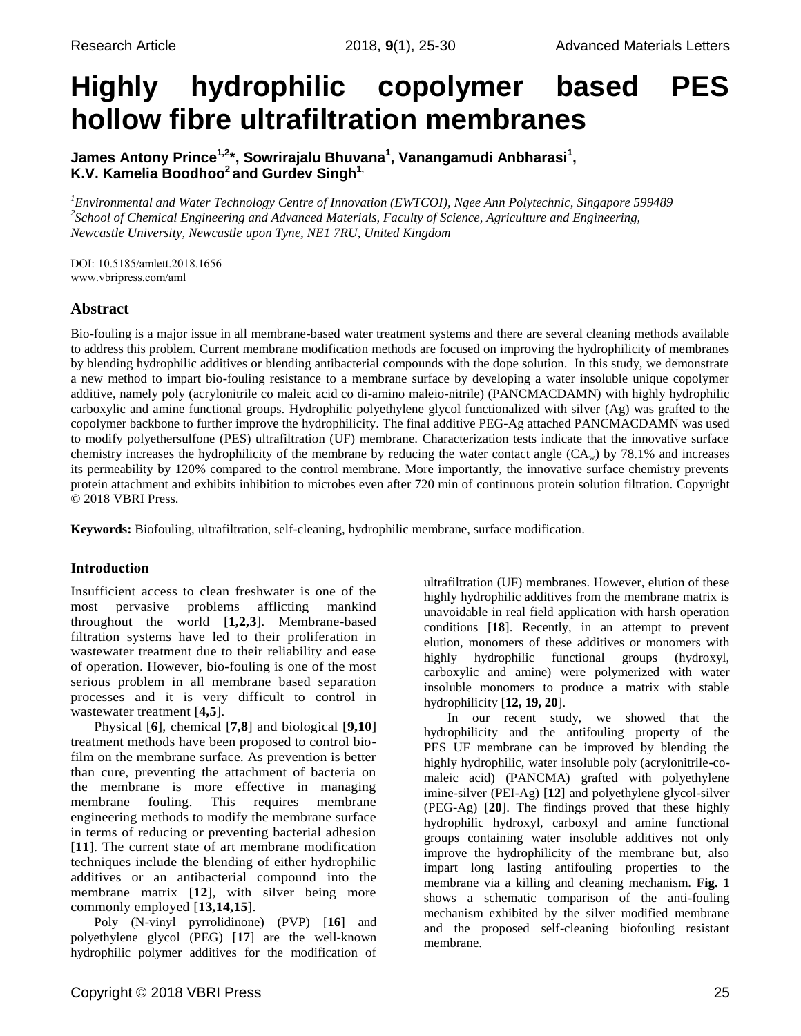# Highly hydrophilic copolymer based PES hollow fibre ultrafiltration membranes

**James Antony Prince[1,2]*, Sowrirajalu Bhuvana[1], Vanangamudi Anbharasi[1], K.V. Kamelia Boodhoo[2] and Gurdev Singh[1,]**

[1]*Environmental and Water Technology Centre of Innovation (EWTCOI), Ngee Ann Polytechnic, Singapore 599489*
[2]*School of Chemical Engineering and Advanced Materials, Faculty of Science, Agriculture and Engineering, Newcastle University, Newcastle upon Tyne, NE1 7RU, United Kingdom*

DOI: 10.5185/amlett.2018.1656
www.vbripress.com/aml

## Abstract

Bio-fouling is a major issue in all membrane-based water treatment systems and there are several cleaning methods available to address this problem. Current membrane modification methods are focused on improving the hydrophilicity of membranes by blending hydrophilic additives or blending antibacterial compounds with the dope solution. In this study, we demonstrate a new method to impart bio-fouling resistance to a membrane surface by developing a water insoluble unique copolymer additive, namely poly (acrylonitrile co maleic acid co di-amino maleio-nitrile) (PANCMACDAMN) with highly hydrophilic carboxylic and amine functional groups. Hydrophilic polyethylene glycol functionalized with silver (Ag) was grafted to the copolymer backbone to further improve the hydrophilicity. The final additive PEG-Ag attached PANCMACDAMN was used to modify polyethersulfone (PES) ultrafiltration (UF) membrane. Characterization tests indicate that the innovative surface chemistry increases the hydrophilicity of the membrane by reducing the water contact angle ($CA_w$) by 78.1% and increases its permeability by 120% compared to the control membrane. More importantly, the innovative surface chemistry prevents protein attachment and exhibits inhibition to microbes even after 720 min of continuous protein solution filtration. Copyright © 2018 VBRI Press.

**Keywords:** Biofouling, ultrafiltration, self-cleaning, hydrophilic membrane, surface modification.

## Introduction

Insufficient access to clean freshwater is one of the most pervasive problems afflicting mankind throughout the world [**1,2,3**]. Membrane-based filtration systems have led to their proliferation in wastewater treatment due to their reliability and ease of operation. However, bio-fouling is one of the most serious problem in all membrane based separation processes and it is very difficult to control in wastewater treatment [**4,5**].

Physical [**6**], chemical [**7,8**] and biological [**9,10**] treatment methods have been proposed to control bio-film on the membrane surface. As prevention is better than cure, preventing the attachment of bacteria on the membrane is more effective in managing membrane fouling. This requires membrane engineering methods to modify the membrane surface in terms of reducing or preventing bacterial adhesion [**11**]. The current state of art membrane modification techniques include the blending of either hydrophilic additives or an antibacterial compound into the membrane matrix [**12**], with silver being more commonly employed [**13,14,15**].

Poly (N-vinyl pyrrolidinone) (PVP) [**16**] and polyethylene glycol (PEG) [**17**] are the well-known hydrophilic polymer additives for the modification of ultrafiltration (UF) membranes. However, elution of these highly hydrophilic additives from the membrane matrix is unavoidable in real field application with harsh operation conditions [**18**]. Recently, in an attempt to prevent elution, monomers of these additives or monomers with highly hydrophilic functional groups (hydroxyl, carboxylic and amine) were polymerized with water insoluble monomers to produce a matrix with stable hydrophilicity [**12, 19, 20**].

In our recent study, we showed that the hydrophilicity and the antifouling property of the PES UF membrane can be improved by blending the highly hydrophilic, water insoluble poly (acrylonitrile-co-maleic acid) (PANCMA) grafted with polyethylene imine-silver (PEI-Ag) [**12**] and polyethylene glycol-silver (PEG-Ag) [**20**]. The findings proved that these highly hydrophilic hydroxyl, carboxyl and amine functional groups containing water insoluble additives not only improve the hydrophilicity of the membrane but, also impart long lasting antifouling properties to the membrane via a killing and cleaning mechanism. **Fig. 1** shows a schematic comparison of the anti-fouling mechanism exhibited by the silver modified membrane and the proposed self-cleaning biofouling resistant membrane.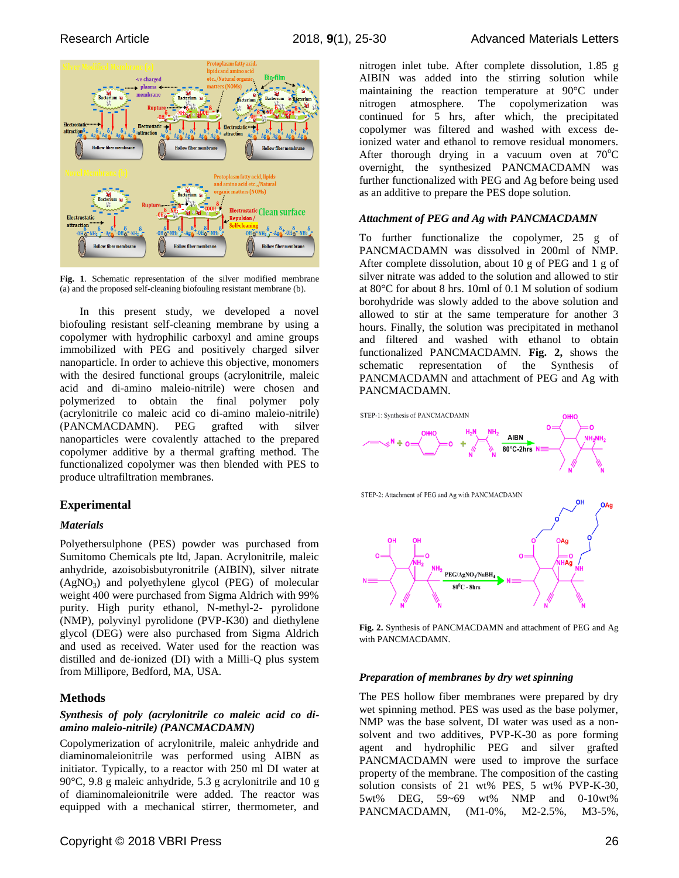Fig. 1. Schematic representation of the silver modified membrane (a) and the proposed self-cleaning biofouling resistant membrane (b).

In this present study, we developed a novel biofouling resistant self-cleaning membrane by using a copolymer with hydrophilic carboxyl and amine groups immobilized with PEG and positively charged silver nanoparticle. In order to achieve this objective, monomers with the desired functional groups (acrylonitrile, maleic acid and di-amino maleio-nitrile) were chosen and polymerized to obtain the final polymer poly (acrylonitrile co maleic acid co di-amino maleio-nitrile) (PANCMACDAMN). PEG grafted with silver nanoparticles were covalently attached to the prepared copolymer additive by a thermal grafting method. The functionalized copolymer was then blended with PES to produce ultrafiltration membranes.

## Experimental

### *Materials*

Polyethersulphone (PES) powder was purchased from Sumitomo Chemicals pte ltd, Japan. Acrylonitrile, maleic anhydride, azoisobisbutyronitrile (AIBIN), silver nitrate ($AgNO_3$) and polyethylene glycol (PEG) of molecular weight 400 were purchased from Sigma Aldrich with 99% purity. High purity ethanol, N-methyl-2- pyrolidone (NMP), polyvinyl pyrolidone (PVP-K30) and diethylene glycol (DEG) were also purchased from Sigma Aldrich and used as received. Water used for the reaction was distilled and de-ionized (DI) with a Milli-Q plus system from Millipore, Bedford, MA, USA.

## Methods

### *Synthesis of poly (acrylonitrile co maleic acid co di-amino maleio-nitrile) (PANCMACDAMN)*

Copolymerization of acrylonitrile, maleic anhydride and diaminomaleionitrile was performed using AIBN as initiator. Typically, to a reactor with 250 ml DI water at 90°C, 9.8 g maleic anhydride, 5.3 g acrylonitrile and 10 g of diaminomaleionitrile were added. The reactor was equipped with a mechanical stirrer, thermometer, and nitrogen inlet tube. After complete dissolution, 1.85 g AIBIN was added into the stirring solution while maintaining the reaction temperature at 90°C under nitrogen atmosphere. The copolymerization was continued for 5 hrs, after which, the precipitated copolymer was filtered and washed with excess de-ionized water and ethanol to remove residual monomers. After thorough drying in a vacuum oven at 70°C overnight, the synthesized PANCMACDAMN was further functionalized with PEG and Ag before being used as an additive to prepare the PES dope solution.

### *Attachment of PEG and Ag with PANCMACDAMN*

To further functionalize the copolymer, 25 g of PANCMACDAMN was dissolved in 200ml of NMP. After complete dissolution, about 10 g of PEG and 1 g of silver nitrate was added to the solution and allowed to stir at 80°C for about 8 hrs. 10ml of 0.1 M solution of sodium borohydride was slowly added to the above solution and allowed to stir at the same temperature for another 3 hours. Finally, the solution was precipitated in methanol and filtered and washed with ethanol to obtain functionalized PANCMACDAMN. **Fig. 2,** shows the schematic representation of the Synthesis of PANCMACDAMN and attachment of PEG and Ag with PANCMACDAMN.

Fig. 2. Synthesis of PANCMACDAMN and attachment of PEG and Ag with PANCMACDAMN.

### *Preparation of membranes by dry wet spinning*

The PES hollow fiber membranes were prepared by dry wet spinning method. PES was used as the base polymer, NMP was the base solvent, DI water was used as a non-solvent and two additives, PVP-K-30 as pore forming agent and hydrophilic PEG and silver grafted PANCMACDAMN were used to improve the surface property of the membrane. The composition of the casting solution consists of 21 wt% PES, 5 wt% PVP-K-30, 5wt% DEG, 59~69 wt% NMP and 0-10wt% PANCMACDAMN, (M1-0%, M2-2.5%, M3-5%,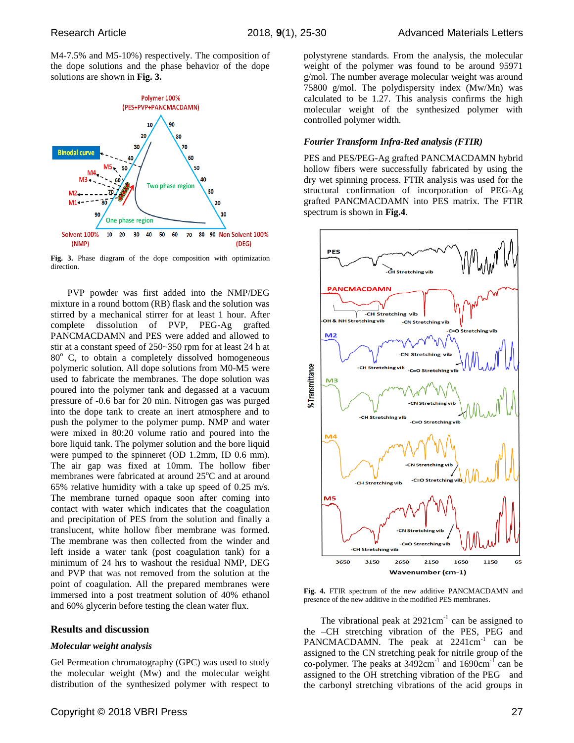M4-7.5% and M5-10%) respectively. The composition of the dope solutions and the phase behavior of the dope solutions are shown in **Fig. 3.**

**Fig. 3.** Phase diagram of the dope composition with optimization direction.

PVP powder was first added into the NMP/DEG mixture in a round bottom (RB) flask and the solution was stirred by a mechanical stirrer for at least 1 hour. After complete dissolution of PVP, PEG-Ag grafted PANCMACDAMN and PES were added and allowed to stir at a constant speed of 250~350 rpm for at least 24 h at $80^{o}$ C, to obtain a completely dissolved homogeneous polymeric solution. All dope solutions from M0-M5 were used to fabricate the membranes. The dope solution was poured into the polymer tank and degassed at a vacuum pressure of -0.6 bar for 20 min. Nitrogen gas was purged into the dope tank to create an inert atmosphere and to push the polymer to the polymer pump. NMP and water were mixed in 80:20 volume ratio and poured into the bore liquid tank. The polymer solution and the bore liquid were pumped to the spinneret (OD 1.2mm, ID 0.6 mm). The air gap was fixed at 10mm. The hollow fiber membranes were fabricated at around $25^{o}$C and at around 65% relative humidity with a take up speed of 0.25 m/s. The membrane turned opaque soon after coming into contact with water which indicates that the coagulation and precipitation of PES from the solution and finally a translucent, white hollow fiber membrane was formed. The membrane was then collected from the winder and left inside a water tank (post coagulation tank) for a minimum of 24 hrs to washout the residual NMP, DEG and PVP that was not removed from the solution at the point of coagulation. All the prepared membranes were immersed into a post treatment solution of 40% ethanol and 60% glycerin before testing the clean water flux.

## Results and discussion

### *Molecular weight analysis*

Gel Permeation chromatography (GPC) was used to study the molecular weight (Mw) and the molecular weight distribution of the synthesized polymer with respect to polystyrene standards. From the analysis, the molecular weight of the polymer was found to be around 95971 g/mol. The number average molecular weight was around 75800 g/mol. The polydispersity index (Mw/Mn) was calculated to be 1.27. This analysis confirms the high molecular weight of the synthesized polymer with controlled polymer width.

### *Fourier Transform Infra-Red analysis (FTIR)*

PES and PES/PEG-Ag grafted PANCMACDAMN hybrid hollow fibers were successfully fabricated by using the dry wet spinning process. FTIR analysis was used for the structural confirmation of incorporation of PEG-Ag grafted PANCMACDAMN into PES matrix. The FTIR spectrum is shown in **Fig.4**.

**Fig. 4.** FTIR spectrum of the new additive PANCMACDAMN and presence of the new additive in the modified PES membranes.

The vibrational peak at 2921$cm^{-1}$ can be assigned to the –CH stretching vibration of the PES, PEG and PANCMACDAMN. The peak at 2241$cm^{-1}$ can be assigned to the CN stretching peak for nitrile group of the co-polymer. The peaks at 3492$cm^{-1}$ and 1690$cm^{-1}$ can be assigned to the OH stretching vibration of the PEG and the carbonyl stretching vibrations of the acid groups in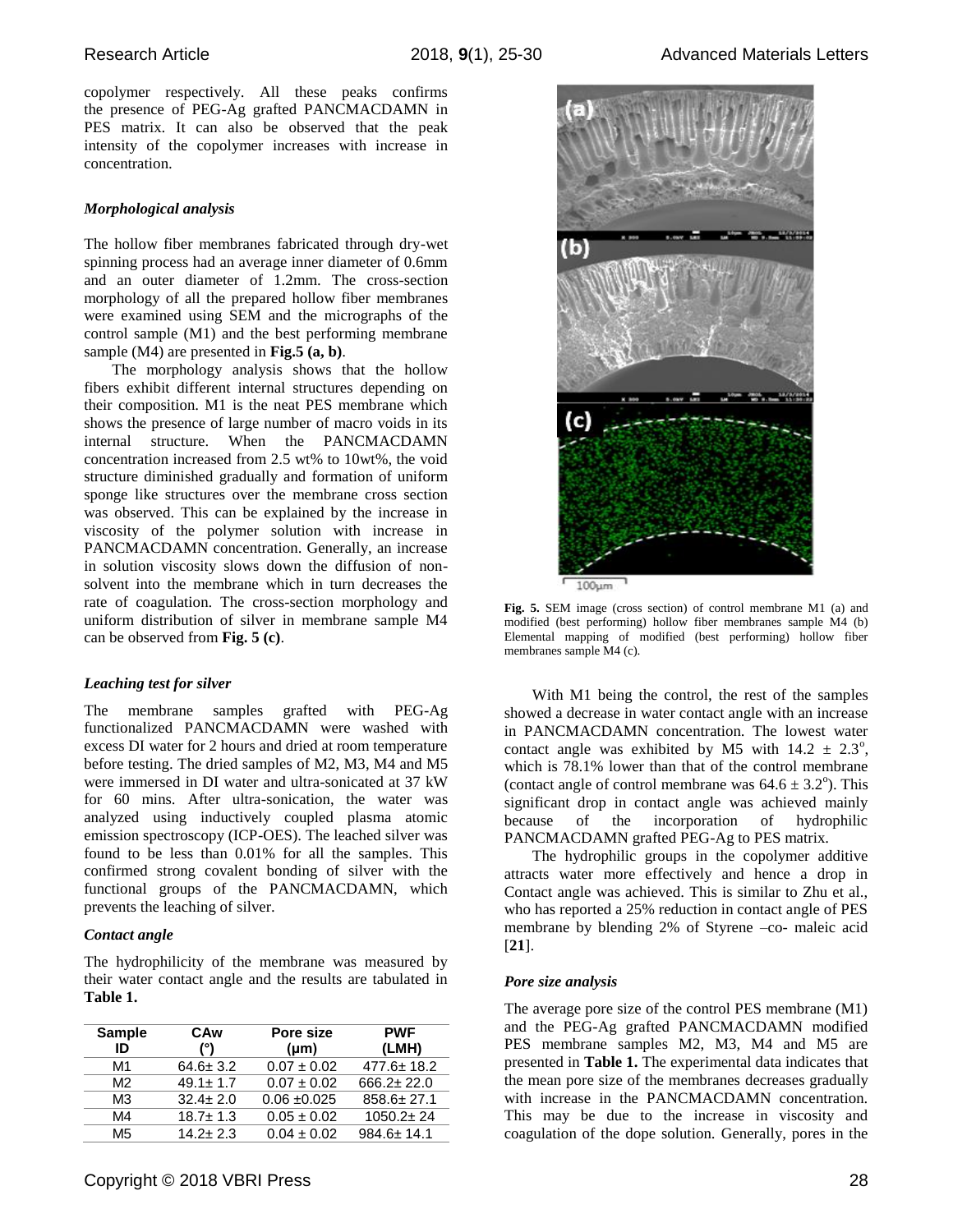copolymer respectively. All these peaks confirms the presence of PEG-Ag grafted PANCMACDAMN in PES matrix. It can also be observed that the peak intensity of the copolymer increases with increase in concentration.

### *Morphological analysis*

The hollow fiber membranes fabricated through dry-wet spinning process had an average inner diameter of 0.6mm and an outer diameter of 1.2mm. The cross-section morphology of all the prepared hollow fiber membranes were examined using SEM and the micrographs of the control sample (M1) and the best performing membrane sample (M4) are presented in **Fig.5 (a, b)**.

The morphology analysis shows that the hollow fibers exhibit different internal structures depending on their composition. M1 is the neat PES membrane which shows the presence of large number of macro voids in its internal structure. When the PANCMACDAMN concentration increased from 2.5 wt% to 10wt%, the void structure diminished gradually and formation of uniform sponge like structures over the membrane cross section was observed. This can be explained by the increase in viscosity of the polymer solution with increase in PANCMACDAMN concentration. Generally, an increase in solution viscosity slows down the diffusion of non-solvent into the membrane which in turn decreases the rate of coagulation. The cross-section morphology and uniform distribution of silver in membrane sample M4 can be observed from **Fig. 5 (c)**.

**Fig. 5.** SEM image (cross section) of control membrane M1 (a) and modified (best performing) hollow fiber membranes sample M4 (b) Elemental mapping of modified (best performing) hollow fiber membranes sample M4 (c).

### *Leaching test for silver*

The membrane samples grafted with PEG-Ag functionalized PANCMACDAMN were washed with excess DI water for 2 hours and dried at room temperature before testing. The dried samples of M2, M3, M4 and M5 were immersed in DI water and ultra-sonicated at 37 kW for 60 mins. After ultra-sonication, the water was analyzed using inductively coupled plasma atomic emission spectroscopy (ICP-OES). The leached silver was found to be less than 0.01% for all the samples. This confirmed strong covalent bonding of silver with the functional groups of the PANCMACDAMN, which prevents the leaching of silver.

### *Contact angle*

The hydrophilicity of the membrane was measured by their water contact angle and the results are tabulated in **Table 1.**

| Sample ID | CAw (°) | Pore size (μm) | PWF (LMH) |
|---|---|---|---|
| M1 | 64.6± 3.2 | 0.07 ± 0.02 | 477.6± 18.2 |
| M2 | 49.1± 1.7 | 0.07 ± 0.02 | 666.2± 22.0 |
| M3 | 32.4± 2.0 | 0.06 ±0.025 | 858.6± 27.1 |
| M4 | 18.7± 1.3 | 0.05 ± 0.02 | 1050.2± 24 |
| M5 | 14.2± 2.3 | 0.04 ± 0.02 | 984.6± 14.1 |

With M1 being the control, the rest of the samples showed a decrease in water contact angle with an increase in PANCMACDAMN concentration. The lowest water contact angle was exhibited by M5 with $14.2 \pm 2.3^{o}$, which is 78.1% lower than that of the control membrane (contact angle of control membrane was $64.6 \pm 3.2^{o}$). This significant drop in contact angle was achieved mainly because of the incorporation of hydrophilic PANCMACDAMN grafted PEG-Ag to PES matrix.

The hydrophilic groups in the copolymer additive attracts water more effectively and hence a drop in Contact angle was achieved. This is similar to Zhu et al., who has reported a 25% reduction in contact angle of PES membrane by blending 2% of Styrene –co- maleic acid [**21**].

### *Pore size analysis*

The average pore size of the control PES membrane (M1) and the PEG-Ag grafted PANCMACDAMN modified PES membrane samples M2, M3, M4 and M5 are presented in **Table 1.** The experimental data indicates that the mean pore size of the membranes decreases gradually with increase in the PANCMACDAMN concentration. This may be due to the increase in viscosity and coagulation of the dope solution. Generally, pores in the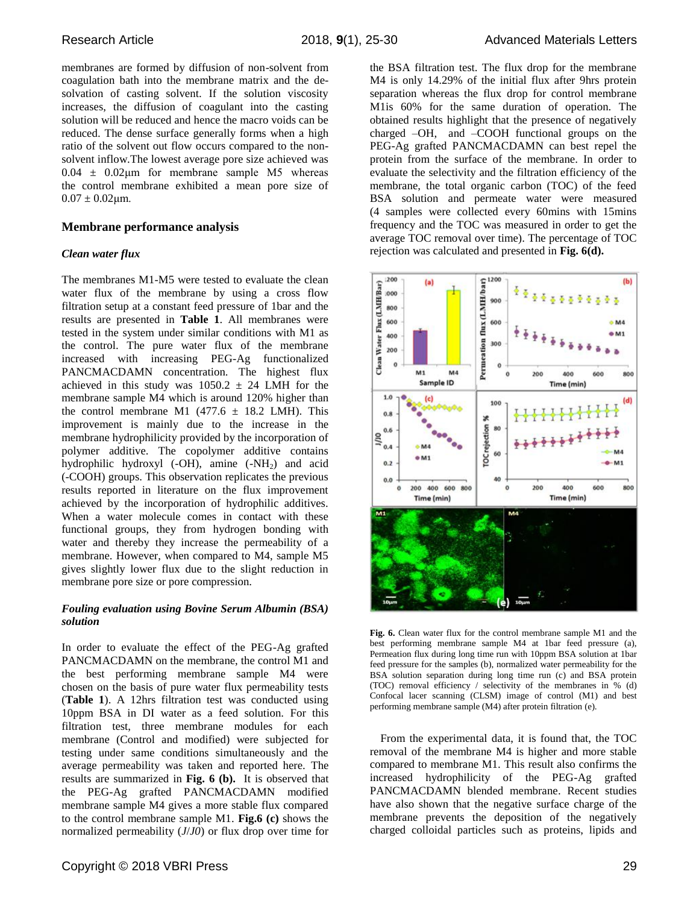membranes are formed by diffusion of non-solvent from coagulation bath into the membrane matrix and the de-solvation of casting solvent. If the solution viscosity increases, the diffusion of coagulant into the casting solution will be reduced and hence the macro voids can be reduced. The dense surface generally forms when a high ratio of the solvent out flow occurs compared to the non-solvent inflow.The lowest average pore size achieved was $0.04 \pm 0.02\mu m$ for membrane sample M5 whereas the control membrane exhibited a mean pore size of $0.07 \pm 0.02\mu m$.

## Membrane performance analysis

### *Clean water flux*

The membranes M1-M5 were tested to evaluate the clean water flux of the membrane by using a cross flow filtration setup at a constant feed pressure of 1bar and the results are presented in **Table 1**. All membranes were tested in the system under similar conditions with M1 as the control. The pure water flux of the membrane increased with increasing PEG-Ag functionalized PANCMACDAMN concentration. The highest flux achieved in this study was $1050.2 \pm 24$ LMH for the membrane sample M4 which is around 120% higher than the control membrane M1 ($477.6 \pm 18.2$ LMH). This improvement is mainly due to the increase in the membrane hydrophilicity provided by the incorporation of polymer additive. The copolymer additive contains hydrophilic hydroxyl (-OH), amine (-$NH_2$) and acid (-COOH) groups. This observation replicates the previous results reported in literature on the flux improvement achieved by the incorporation of hydrophilic additives. When a water molecule comes in contact with these functional groups, they from hydrogen bonding with water and thereby they increase the permeability of a membrane. However, when compared to M4, sample M5 gives slightly lower flux due to the slight reduction in membrane pore size or pore compression.

### *Fouling evaluation using Bovine Serum Albumin (BSA) solution*

In order to evaluate the effect of the PEG-Ag grafted PANCMACDAMN on the membrane, the control M1 and the best performing membrane sample M4 were chosen on the basis of pure water flux permeability tests (**Table 1**). A 12hrs filtration test was conducted using 10ppm BSA in DI water as a feed solution. For this filtration test, three membrane modules for each membrane (Control and modified) were subjected for testing under same conditions simultaneously and the average permeability was taken and reported here. The results are summarized in **Fig. 6 (b).** It is observed that the PEG-Ag grafted PANCMACDAMN modified membrane sample M4 gives a more stable flux compared to the control membrane sample M1. **Fig.6 (c)** shows the normalized permeability (*J*/*J0*) or flux drop over time for the BSA filtration test. The flux drop for the membrane M4 is only 14.29% of the initial flux after 9hrs protein separation whereas the flux drop for control membrane M1is 60% for the same duration of operation. The obtained results highlight that the presence of negatively charged –OH, and –COOH functional groups on the PEG-Ag grafted PANCMACDAMN can best repel the protein from the surface of the membrane. In order to evaluate the selectivity and the filtration efficiency of the membrane, the total organic carbon (TOC) of the feed BSA solution and permeate water were measured (4 samples were collected every 60mins with 15mins frequency and the TOC was measured in order to get the average TOC removal over time). The percentage of TOC rejection was calculated and presented in **Fig. 6(d).**

**Fig. 6.** Clean water flux for the control membrane sample M1 and the best performing membrane sample M4 at 1bar feed pressure (a), Permeation flux during long time run with 10ppm BSA solution at 1bar feed pressure for the samples (b), normalized water permeability for the BSA solution separation during long time run (c) and BSA protein (TOC) removal efficiency / selectivity of the membranes in % (d) Confocal lacer scanning (CLSM) image of control (M1) and best performing membrane sample (M4) after protein filtration (e).

From the experimental data, it is found that, the TOC removal of the membrane M4 is higher and more stable compared to membrane M1. This result also confirms the increased hydrophilicity of the PEG-Ag grafted PANCMACDAMN blended membrane. Recent studies have also shown that the negative surface charge of the membrane prevents the deposition of the negatively charged colloidal particles such as proteins, lipids and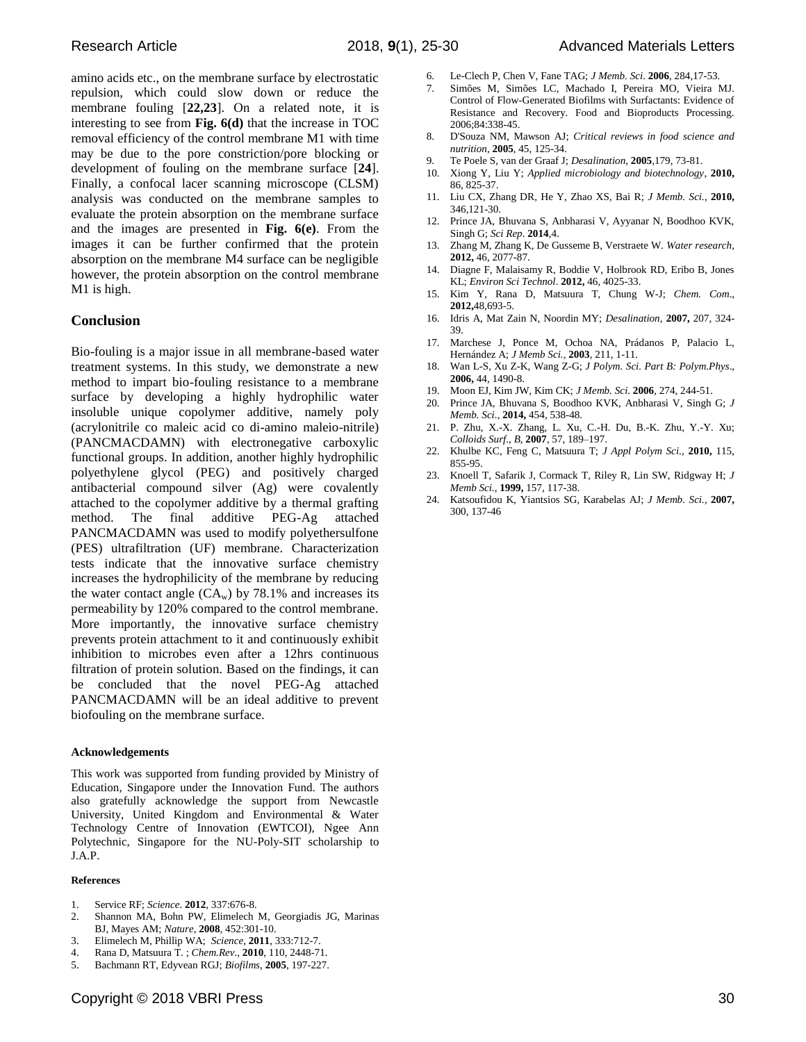amino acids etc., on the membrane surface by electrostatic repulsion, which could slow down or reduce the membrane fouling [**22,23**]. On a related note, it is interesting to see from **Fig. 6(d)** that the increase in TOC removal efficiency of the control membrane M1 with time may be due to the pore constriction/pore blocking or development of fouling on the membrane surface [**24**]. Finally, a confocal lacer scanning microscope (CLSM) analysis was conducted on the membrane samples to evaluate the protein absorption on the membrane surface and the images are presented in **Fig. 6(e)**. From the images it can be further confirmed that the protein absorption on the membrane M4 surface can be negligible however, the protein absorption on the control membrane M1 is high.

## Conclusion

Bio-fouling is a major issue in all membrane-based water treatment systems. In this study, we demonstrate a new method to impart bio-fouling resistance to a membrane surface by developing a highly hydrophilic water insoluble unique copolymer additive, namely poly (acrylonitrile co maleic acid co di-amino maleio-nitrile) (PANCMACDAMN) with electronegative carboxylic functional groups. In addition, another highly hydrophilic polyethylene glycol (PEG) and positively charged antibacterial compound silver (Ag) were covalently attached to the copolymer additive by a thermal grafting method. The final additive PEG-Ag attached PANCMACDAMN was used to modify polyethersulfone (PES) ultrafiltration (UF) membrane. Characterization tests indicate that the innovative surface chemistry increases the hydrophilicity of the membrane by reducing the water contact angle ($CA_w$) by 78.1% and increases its permeability by 120% compared to the control membrane. More importantly, the innovative surface chemistry prevents protein attachment to it and continuously exhibit inhibition to microbes even after a 12hrs continuous filtration of protein solution. Based on the findings, it can be concluded that the novel PEG-Ag attached PANCMACDAMN will be an ideal additive to prevent biofouling on the membrane surface.

#### Acknowledgements

This work was supported from funding provided by Ministry of Education, Singapore under the Innovation Fund. The authors also gratefully acknowledge the support from Newcastle University, United Kingdom and Environmental & Water Technology Centre of Innovation (EWTCOI), Ngee Ann Polytechnic, Singapore for the NU-Poly-SIT scholarship to J.A.P.

#### References

1. Service RF; *Science*. **2012**, 337:676-8.
2. Shannon MA, Bohn PW, Elimelech M, Georgiadis JG, Marinas BJ, Mayes AM; *Nature*, **2008**, 452:301-10.
3. Elimelech M, Phillip WA; *Science*, **2011**, 333:712-7.
4. Rana D, Matsuura T. ; *Chem.Rev*., **2010**, 110, 2448-71.
5. Bachmann RT, Edyvean RGJ; *Biofilms*, **2005**, 197-227.
6. Le-Clech P, Chen V, Fane TAG; *J Memb. Sci*. **2006**, 284,17-53.
7. Simões M, Simões LC, Machado I, Pereira MO, Vieira MJ. Control of Flow-Generated Biofilms with Surfactants: Evidence of Resistance and Recovery. Food and Bioproducts Processing. 2006;84:338-45.
8. D'Souza NM, Mawson AJ; *Critical reviews in food science and nutrition*, **2005**, 45, 125-34.
9. Te Poele S, van der Graaf J; *Desalination*, **2005**,179, 73-81.
10. Xiong Y, Liu Y; *Applied microbiology and biotechnology*, **2010,** 86, 825-37.
11. Liu CX, Zhang DR, He Y, Zhao XS, Bai R; *J Memb. Sci.*, **2010,** 346,121-30.
12. Prince JA, Bhuvana S, Anbharasi V, Ayyanar N, Boodhoo KVK, Singh G; *Sci Rep*. **2014**,4.
13. Zhang M, Zhang K, De Gusseme B, Verstraete W. *Water research*, **2012,** 46, 2077-87.
14. Diagne F, Malaisamy R, Boddie V, Holbrook RD, Eribo B, Jones KL; *Environ Sci Technol*. **2012,** 46, 4025-33.
15. Kim Y, Rana D, Matsuura T, Chung W-J; *Chem. Com*., **2012,**48,693-5.
16. Idris A, Mat Zain N, Noordin MY; *Desalination*, **2007,** 207, 324-39.
17. Marchese J, Ponce M, Ochoa NA, Prádanos P, Palacio L, Hernández A; *J Memb Sci.*, **2003**, 211, 1-11.
18. Wan L-S, Xu Z-K, Wang Z-G; *J Polym. Sci. Part B: Polym.Phys*., **2006,** 44, 1490-8.
19. Moon EJ, Kim JW, Kim CK; *J Memb. Sci*. **2006**, 274, 244-51.
20. Prince JA, Bhuvana S, Boodhoo KVK, Anbharasi V, Singh G; *J Memb. Sci*., **2014,** 454, 538-48.
21. P. Zhu, X.-X. Zhang, L. Xu, C.-H. Du, B.-K. Zhu, Y.-Y. Xu; *Colloids Surf., B*, **2007**, 57, 189–197.
22. Khulbe KC, Feng C, Matsuura T; *J Appl Polym Sci.*, **2010,** 115, 855-95.
23. Knoell T, Safarik J, Cormack T, Riley R, Lin SW, Ridgway H; *J Memb Sci.*, **1999,** 157, 117-38.
24. Katsoufidou K, Yiantsios SG, Karabelas AJ; *J Memb. Sci.*, **2007,** 300, 137-46